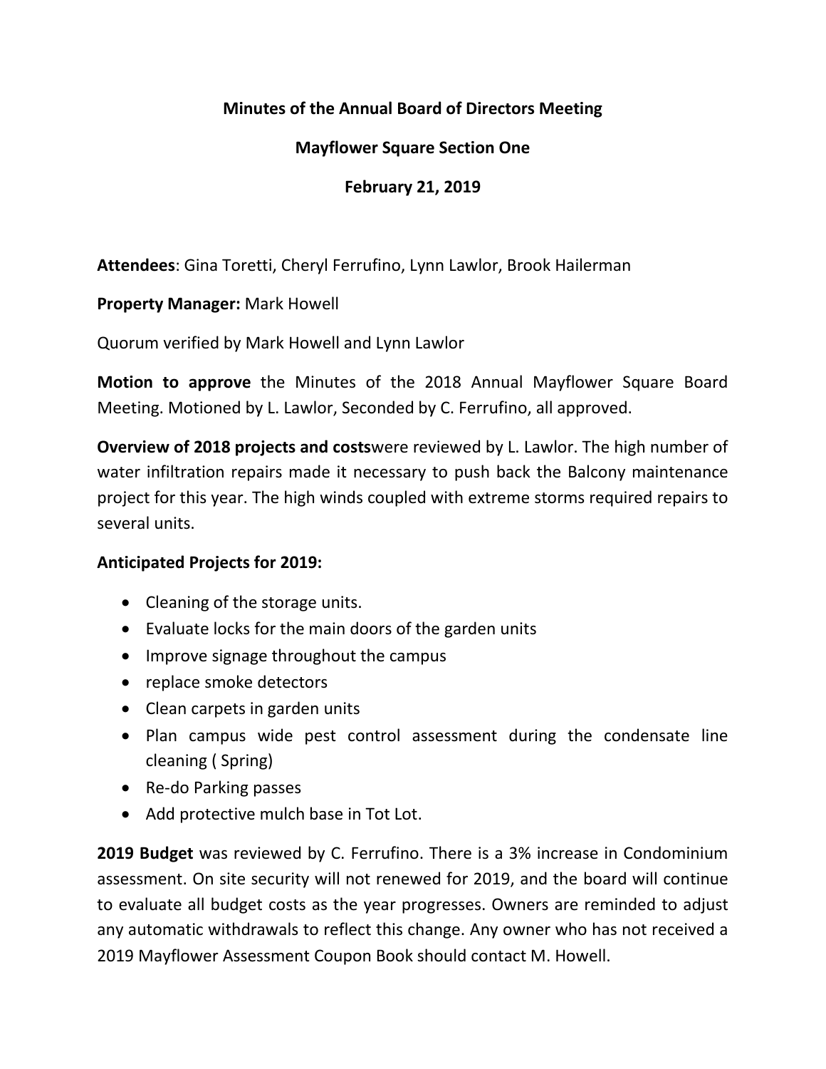# Minutes of the Annual Board of Directors Meeting

## Mayflower Square Section One

### February 21, 2019

**Attendees**: Gina Toretti, Cheryl Ferrufino, Lynn Lawlor, Brook Hailerman

**Property Manager:** Mark Howell

Quorum verified by Mark Howell and Lynn Lawlor

**Motion to approve** the Minutes of the 2018 Annual Mayflower Square Board Meeting. Motioned by L. Lawlor, Seconded by C. Ferrufino, all approved.

**Overview of 2018 projects and costs**were reviewed by L. Lawlor. The high number of water infiltration repairs made it necessary to push back the Balcony maintenance project for this year. The high winds coupled with extreme storms required repairs to several units.

**Anticipated Projects for 2019:**

- Cleaning of the storage units.
- Evaluate locks for the main doors of the garden units
- Improve signage throughout the campus
- replace smoke detectors
- Clean carpets in garden units
- Plan campus wide pest control assessment during the condensate line cleaning ( Spring)
- Re-do Parking passes
- Add protective mulch base in Tot Lot.

**2019 Budget** was reviewed by C. Ferrufino. There is a 3% increase in Condominium assessment. On site security will not renewed for 2019, and the board will continue to evaluate all budget costs as the year progresses. Owners are reminded to adjust any automatic withdrawals to reflect this change. Any owner who has not received a 2019 Mayflower Assessment Coupon Book should contact M. Howell.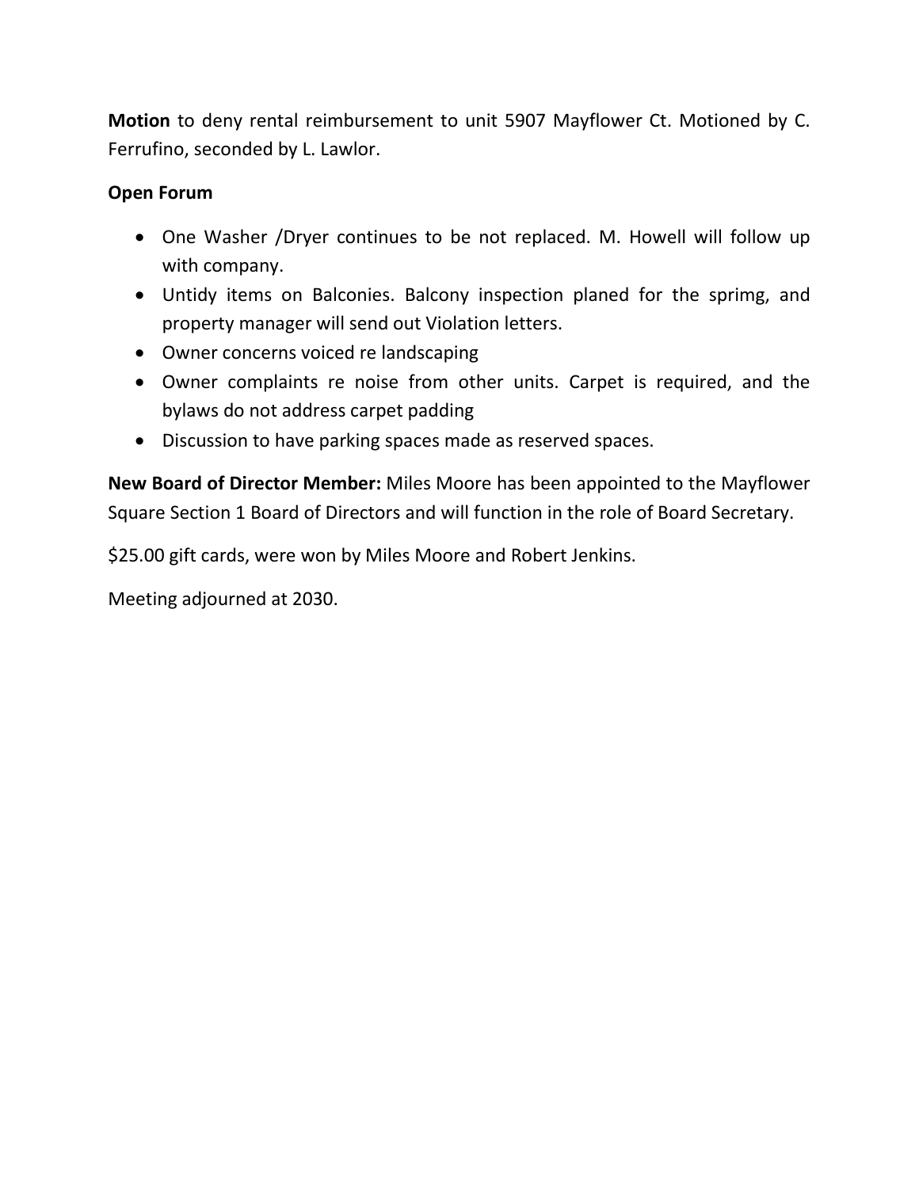**Motion** to deny rental reimbursement to unit 5907 Mayflower Ct. Motioned by C. Ferrufino, seconded by L. Lawlor.

**Open Forum**

- One Washer /Dryer continues to be not replaced. M. Howell will follow up with company.
- Untidy items on Balconies. Balcony inspection planed for the sprimg, and property manager will send out Violation letters.
- Owner concerns voiced re landscaping
- Owner complaints re noise from other units. Carpet is required, and the bylaws do not address carpet padding
- Discussion to have parking spaces made as reserved spaces.

**New Board of Director Member:** Miles Moore has been appointed to the Mayflower Square Section 1 Board of Directors and will function in the role of Board Secretary.

$25.00 gift cards, were won by Miles Moore and Robert Jenkins.

Meeting adjourned at 2030.